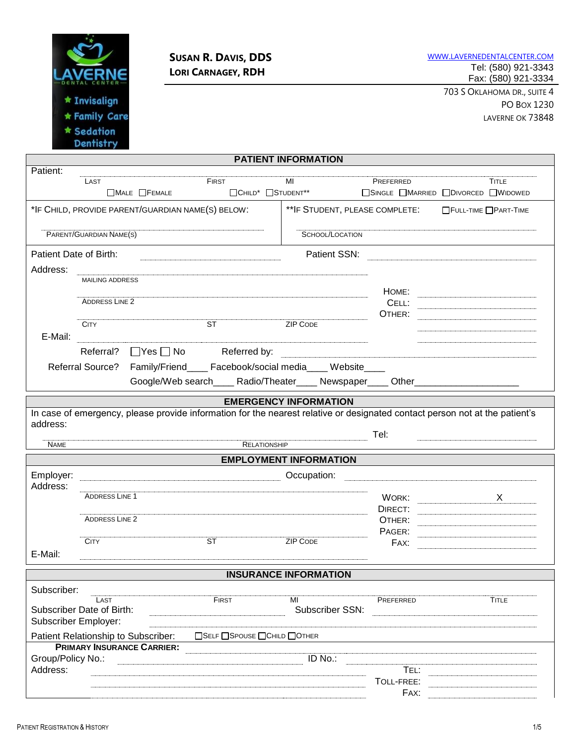LAVERNE DENTAL CENTER
★ Invisalign
★ Family Care
★ Sedation Dentistry

**SUSAN R. DAVIS, DDS**
**LORI CARNAGEY, RDH**

WWW.LAVERNEDENTALCENTER.COM
Tel: (580) 921-3343
Fax: (580) 921-3334
703 S OKLAHOMA DR., SUITE 4
PO BOX 1230
LAVERNE OK 73848

## PATIENT INFORMATION

Patient: ______ LAST ______ FIRST ______ MI ______ PREFERRED ______ TITLE

☐MALE ☐FEMALE ☐CHILD* ☐STUDENT** ☐SINGLE ☐MARRIED ☐DIVORCED ☐WIDOWED

*IF CHILD, PROVIDE PARENT/GUARDIAN NAME(S) BELOW:

______ PARENT/GUARDIAN NAME(S)

**IF STUDENT, PLEASE COMPLETE: ☐FULL-TIME ☐PART-TIME

______ SCHOOL/LOCATION

Patient Date of Birth: ______ Patient SSN: ______

Address: ______ MAILING ADDRESS

______ ADDRESS LINE 2

______ CITY ______ ST ______ ZIP CODE

HOME: ______
CELL: ______
OTHER: ______

E-Mail: ______

Referral? ☐Yes ☐ No Referred by: ______

Referral Source? Family/Friend____ Facebook/social media____ Website____
Google/Web search____ Radio/Theater____ Newspaper____ Other____________________

## EMERGENCY INFORMATION

In case of emergency, please provide information for the nearest relative or designated contact person not at the patient's address:

______ NAME ______ RELATIONSHIP Tel: ______

## EMPLOYMENT INFORMATION

Employer: ______ Occupation: ______

Address: ______ ADDRESS LINE 1

______ ADDRESS LINE 2

______ CITY ______ ST ______ ZIP CODE

WORK: ______ X ______
DIRECT: ______
OTHER: ______
PAGER: ______
FAX: ______

E-Mail: ______

## INSURANCE INFORMATION

Subscriber: ______ LAST ______ FIRST ______ MI ______ PREFERRED ______ TITLE

Subscriber Date of Birth: ______ Subscriber SSN: ______

Subscriber Employer: ______

Patient Relationship to Subscriber: ☐SELF ☐SPOUSE ☐CHILD ☐OTHER

**PRIMARY INSURANCE CARRIER:** ______

Group/Policy No.: ______ ID No.: ______

Address: ______

TEL: ______
TOLL-FREE: ______
FAX: ______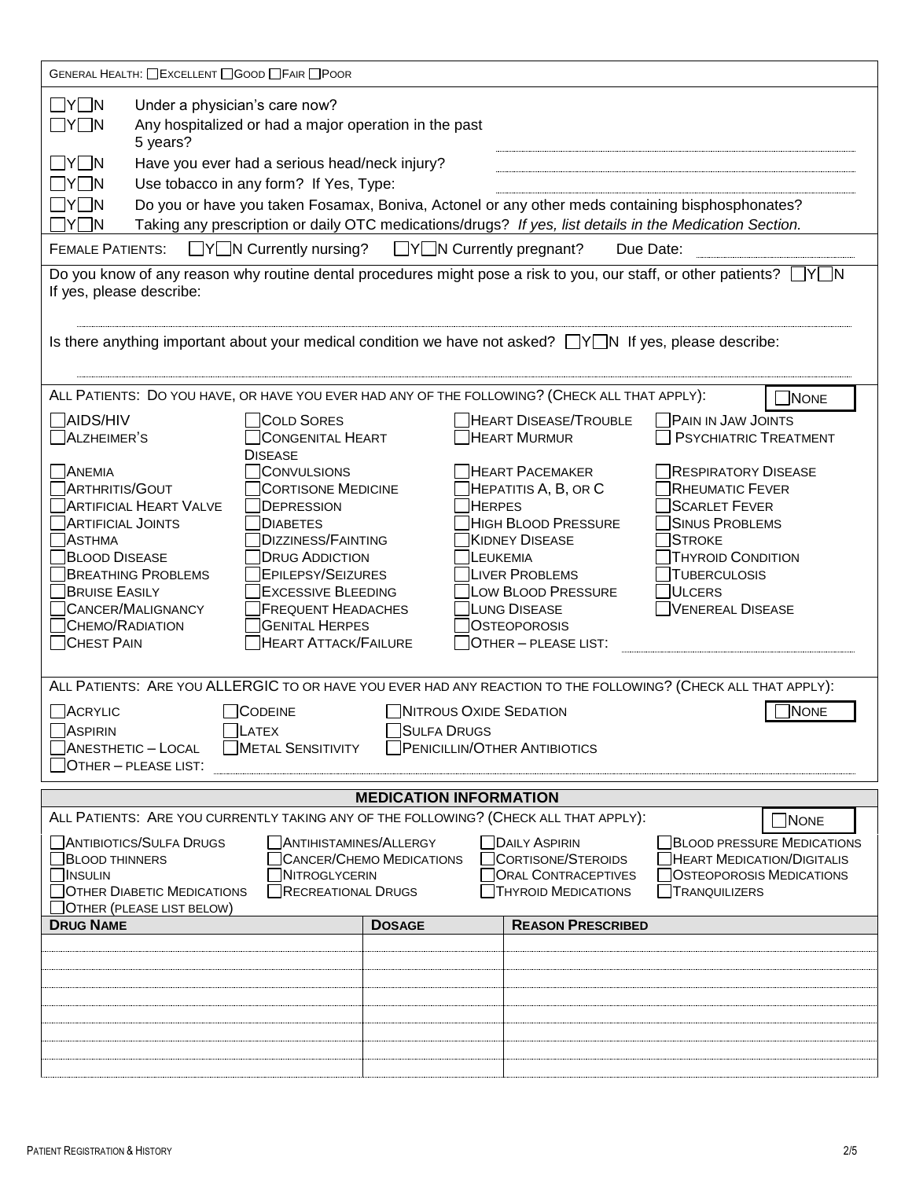GENERAL HEALTH: ☐ EXCELLENT ☐ GOOD ☐ FAIR ☐ POOR

☐Y ☐N Under a physician's care now?

☐Y ☐N Any hospitalized or had a major operation in the past 5 years? ______

☐Y ☐N Have you ever had a serious head/neck injury? ______

☐Y ☐N Use tobacco in any form? If Yes, Type: ______

☐Y ☐N Do you or have you taken Fosamax, Boniva, Actonel or any other meds containing bisphosphonates?

☐Y ☐N Taking any prescription or daily OTC medications/drugs? *If yes, list details in the Medication Section.*

FEMALE PATIENTS: ☐Y ☐N Currently nursing? ☐Y ☐N Currently pregnant? Due Date: ______

Do you know of any reason why routine dental procedures might pose a risk to you, our staff, or other patients? ☐Y ☐N If yes, please describe:

______

Is there anything important about your medical condition we have not asked? ☐Y ☐N If yes, please describe:

______

ALL PATIENTS: DO YOU HAVE, OR HAVE YOU EVER HAD ANY OF THE FOLLOWING? (CHECK ALL THAT APPLY): ☐ NONE

| | | | |
|---|---|---|---|
| ☐ AIDS/HIV | ☐ COLD SORES | ☐ HEART DISEASE/TROUBLE | ☐ PAIN IN JAW JOINTS |
| ☐ ALZHEIMER'S | ☐ CONGENITAL HEART DISEASE | ☐ HEART MURMUR | ☐ PSYCHIATRIC TREATMENT |
| ☐ ANEMIA | ☐ CONVULSIONS | ☐ HEART PACEMAKER | ☐ RESPIRATORY DISEASE |
| ☐ ARTHRITIS/GOUT | ☐ CORTISONE MEDICINE | ☐ HEPATITIS A, B, OR C | ☐ RHEUMATIC FEVER |
| ☐ ARTIFICIAL HEART VALVE | ☐ DEPRESSION | ☐ HERPES | ☐ SCARLET FEVER |
| ☐ ARTIFICIAL JOINTS | ☐ DIABETES | ☐ HIGH BLOOD PRESSURE | ☐ SINUS PROBLEMS |
| ☐ ASTHMA | ☐ DIZZINESS/FAINTING | ☐ KIDNEY DISEASE | ☐ STROKE |
| ☐ BLOOD DISEASE | ☐ DRUG ADDICTION | ☐ LEUKEMIA | ☐ THYROID CONDITION |
| ☐ BREATHING PROBLEMS | ☐ EPILEPSY/SEIZURES | ☐ LIVER PROBLEMS | ☐ TUBERCULOSIS |
| ☐ BRUISE EASILY | ☐ EXCESSIVE BLEEDING | ☐ LOW BLOOD PRESSURE | ☐ ULCERS |
| ☐ CANCER/MALIGNANCY | ☐ FREQUENT HEADACHES | ☐ LUNG DISEASE | ☐ VENEREAL DISEASE |
| ☐ CHEMO/RADIATION | ☐ GENITAL HERPES | ☐ OSTEOPOROSIS | |
| ☐ CHEST PAIN | ☐ HEART ATTACK/FAILURE | ☐ OTHER – PLEASE LIST: ______ | |

ALL PATIENTS: ARE YOU ALLERGIC TO OR HAVE YOU EVER HAD ANY REACTION TO THE FOLLOWING? (CHECK ALL THAT APPLY): ☐ NONE

| | | |
|---|---|---|
| ☐ ACRYLIC | ☐ CODEINE | ☐ NITROUS OXIDE SEDATION |
| ☐ ASPIRIN | ☐ LATEX | ☐ SULFA DRUGS |
| ☐ ANESTHETIC – LOCAL | ☐ METAL SENSITIVITY | ☐ PENICILLIN/OTHER ANTIBIOTICS |

☐ OTHER – PLEASE LIST: ______

## MEDICATION INFORMATION

ALL PATIENTS: ARE YOU CURRENTLY TAKING ANY OF THE FOLLOWING? (CHECK ALL THAT APPLY): ☐ NONE

| | | | |
|---|---|---|---|
| ☐ ANTIBIOTICS/SULFA DRUGS | ☐ ANTIHISTAMINES/ALLERGY | ☐ DAILY ASPIRIN | ☐ BLOOD PRESSURE MEDICATIONS |
| ☐ BLOOD THINNERS | ☐ CANCER/CHEMO MEDICATIONS | ☐ CORTISONE/STEROIDS | ☐ HEART MEDICATION/DIGITALIS |
| ☐ INSULIN | ☐ NITROGLYCERIN | ☐ ORAL CONTRACEPTIVES | ☐ OSTEOPOROSIS MEDICATIONS |
| ☐ OTHER DIABETIC MEDICATIONS | ☐ RECREATIONAL DRUGS | ☐ THYROID MEDICATIONS | ☐ TRANQUILIZERS |
| ☐ OTHER (PLEASE LIST BELOW) | | | |

| DRUG NAME | DOSAGE | REASON PRESCRIBED |
|---|---|---|
| | | |
| | | |
| | | |
| | | |
| | | |
| | | |
| | | |
| | | |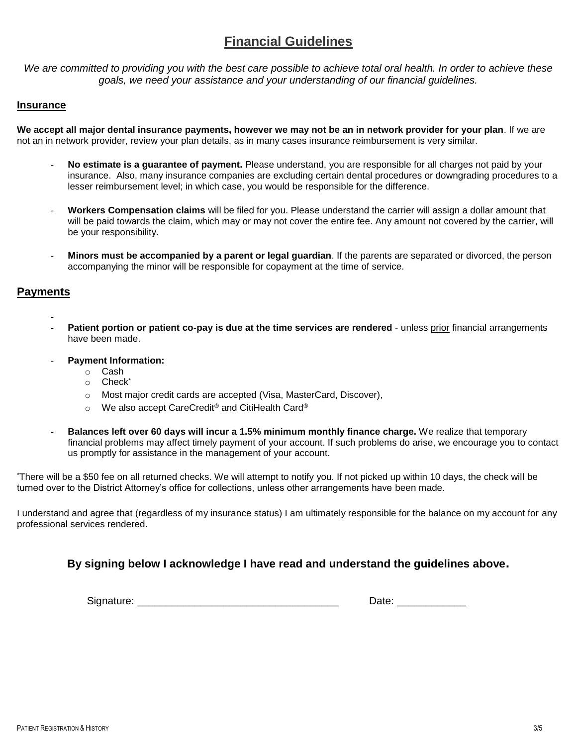# Financial Guidelines

*We are committed to providing you with the best care possible to achieve total oral health. In order to achieve these goals, we need your assistance and your understanding of our financial guidelines.*

## Insurance

**We accept all major dental insurance payments, however we may not be an in network provider for your plan**. If we are not an in network provider, review your plan details, as in many cases insurance reimbursement is very similar.

- **No estimate is a guarantee of payment.** Please understand, you are responsible for all charges not paid by your insurance. Also, many insurance companies are excluding certain dental procedures or downgrading procedures to a lesser reimbursement level; in which case, you would be responsible for the difference.

- **Workers Compensation claims** will be filed for you. Please understand the carrier will assign a dollar amount that will be paid towards the claim, which may or may not cover the entire fee. Any amount not covered by the carrier, will be your responsibility.

- **Minors must be accompanied by a parent or legal guardian**. If the parents are separated or divorced, the person accompanying the minor will be responsible for copayment at the time of service.

## Payments

- **Patient portion or patient co-pay is due at the time services are rendered** - unless prior financial arrangements have been made.

- **Payment Information:**
  - Cash
  - Check*
  - Most major credit cards are accepted (Visa, MasterCard, Discover),
  - We also accept CareCredit® and CitiHealth Card®

- **Balances left over 60 days will incur a 1.5% minimum monthly finance charge.** We realize that temporary financial problems may affect timely payment of your account. If such problems do arise, we encourage you to contact us promptly for assistance in the management of your account.

*There will be a $50 fee on all returned checks. We will attempt to notify you. If not picked up within 10 days, the check will be turned over to the District Attorney's office for collections, unless other arrangements have been made.

I understand and agree that (regardless of my insurance status) I am ultimately responsible for the balance on my account for any professional services rendered.

**By signing below I acknowledge I have read and understand the guidelines above.**

Signature: ___________________________________ Date: ____________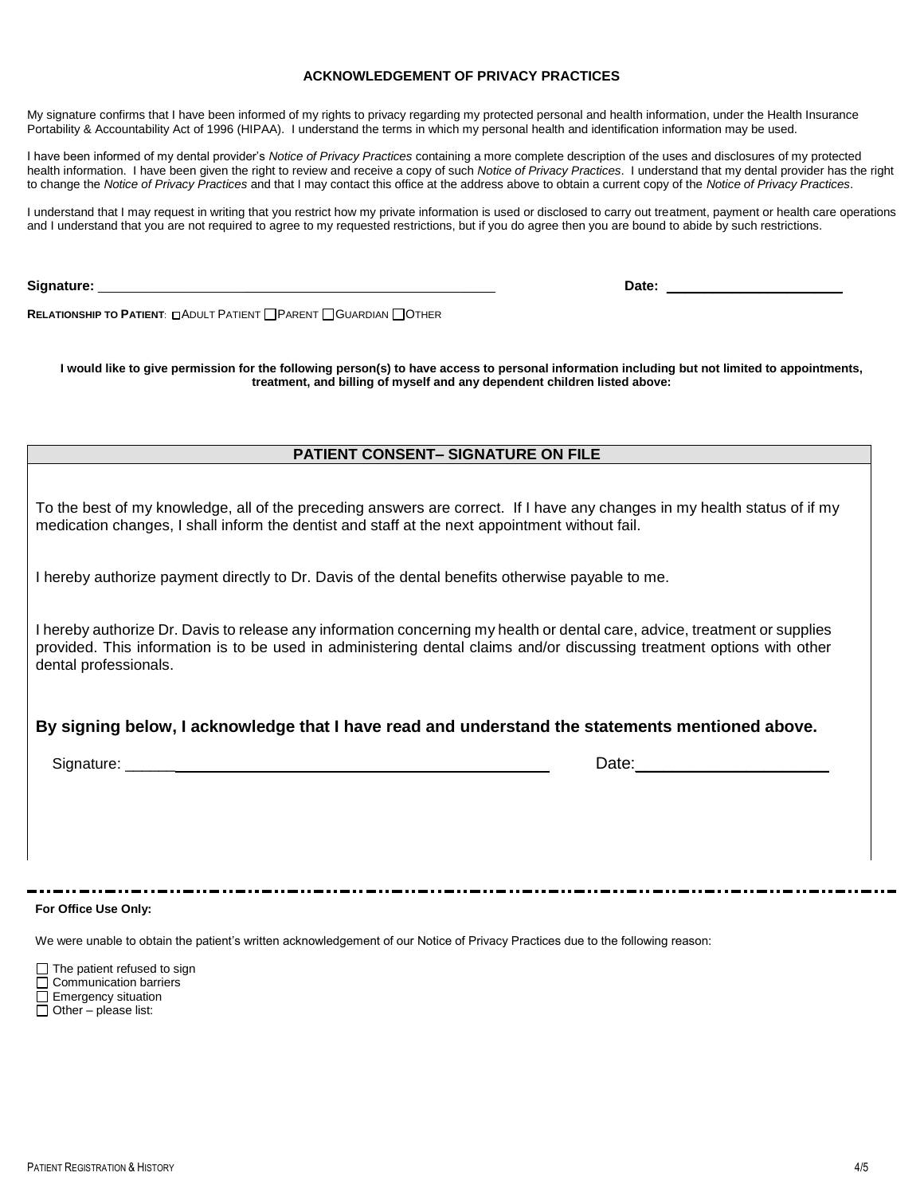## ACKNOWLEDGEMENT OF PRIVACY PRACTICES

My signature confirms that I have been informed of my rights to privacy regarding my protected personal and health information, under the Health Insurance Portability & Accountability Act of 1996 (HIPAA). I understand the terms in which my personal health and identification information may be used.

I have been informed of my dental provider's *Notice of Privacy Practices* containing a more complete description of the uses and disclosures of my protected health information. I have been given the right to review and receive a copy of such *Notice of Privacy Practices*. I understand that my dental provider has the right to change the *Notice of Privacy Practices* and that I may contact this office at the address above to obtain a current copy of the *Notice of Privacy Practices*.

I understand that I may request in writing that you restrict how my private information is used or disclosed to carry out treatment, payment or health care operations and I understand that you are not required to agree to my requested restrictions, but if you do agree then you are bound to abide by such restrictions.

**Signature:** ______________________________________________ **Date:** ____________________

**RELATIONSHIP TO PATIENT**: ☐ ADULT PATIENT ☐ PARENT ☐ GUARDIAN ☐ OTHER

**I would like to give permission for the following person(s) to have access to personal information including but not limited to appointments, treatment, and billing of myself and any dependent children listed above:**

## PATIENT CONSENT– SIGNATURE ON FILE

To the best of my knowledge, all of the preceding answers are correct. If I have any changes in my health status of if my medication changes, I shall inform the dentist and staff at the next appointment without fail.

I hereby authorize payment directly to Dr. Davis of the dental benefits otherwise payable to me.

I hereby authorize Dr. Davis to release any information concerning my health or dental care, advice, treatment or supplies provided. This information is to be used in administering dental claims and/or discussing treatment options with other dental professionals.

**By signing below, I acknowledge that I have read and understand the statements mentioned above.**

Signature: ______________________________________________ Date: ____________________

---

**For Office Use Only:**

We were unable to obtain the patient's written acknowledgement of our Notice of Privacy Practices due to the following reason:

- ☐ The patient refused to sign
- ☐ Communication barriers
- ☐ Emergency situation
- ☐ Other – please list: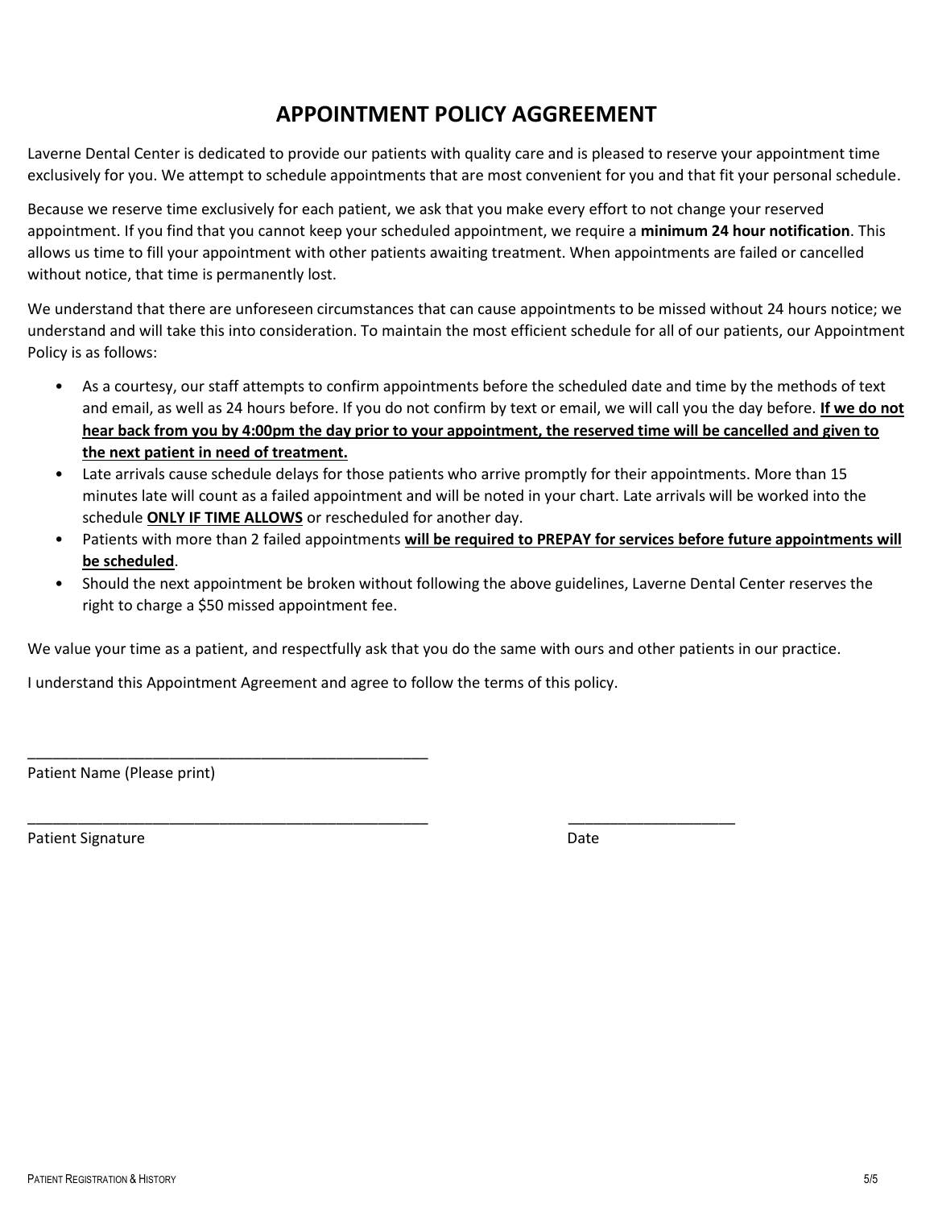# APPOINTMENT POLICY AGGREEMENT

Laverne Dental Center is dedicated to provide our patients with quality care and is pleased to reserve your appointment time exclusively for you. We attempt to schedule appointments that are most convenient for you and that fit your personal schedule.

Because we reserve time exclusively for each patient, we ask that you make every effort to not change your reserved appointment. If you find that you cannot keep your scheduled appointment, we require a **minimum 24 hour notification**. This allows us time to fill your appointment with other patients awaiting treatment. When appointments are failed or cancelled without notice, that time is permanently lost.

We understand that there are unforeseen circumstances that can cause appointments to be missed without 24 hours notice; we understand and will take this into consideration. To maintain the most efficient schedule for all of our patients, our Appointment Policy is as follows:

- As a courtesy, our staff attempts to confirm appointments before the scheduled date and time by the methods of text and email, as well as 24 hours before. If you do not confirm by text or email, we will call you the day before. <u>**If we do not hear back from you by 4:00pm the day prior to your appointment, the reserved time will be cancelled and given to the next patient in need of treatment.**</u>
- Late arrivals cause schedule delays for those patients who arrive promptly for their appointments. More than 15 minutes late will count as a failed appointment and will be noted in your chart. Late arrivals will be worked into the schedule <u>**ONLY IF TIME ALLOWS**</u> or rescheduled for another day.
- Patients with more than 2 failed appointments <u>**will be required to PREPAY for services before future appointments will be scheduled**</u>.
- Should the next appointment be broken without following the above guidelines, Laverne Dental Center reserves the right to charge a $50 missed appointment fee.

We value your time as a patient, and respectfully ask that you do the same with ours and other patients in our practice.

I understand this Appointment Agreement and agree to follow the terms of this policy.

_________________________________________________

Patient Name (Please print)

_________________________________________________ ____________________

Patient Signature Date